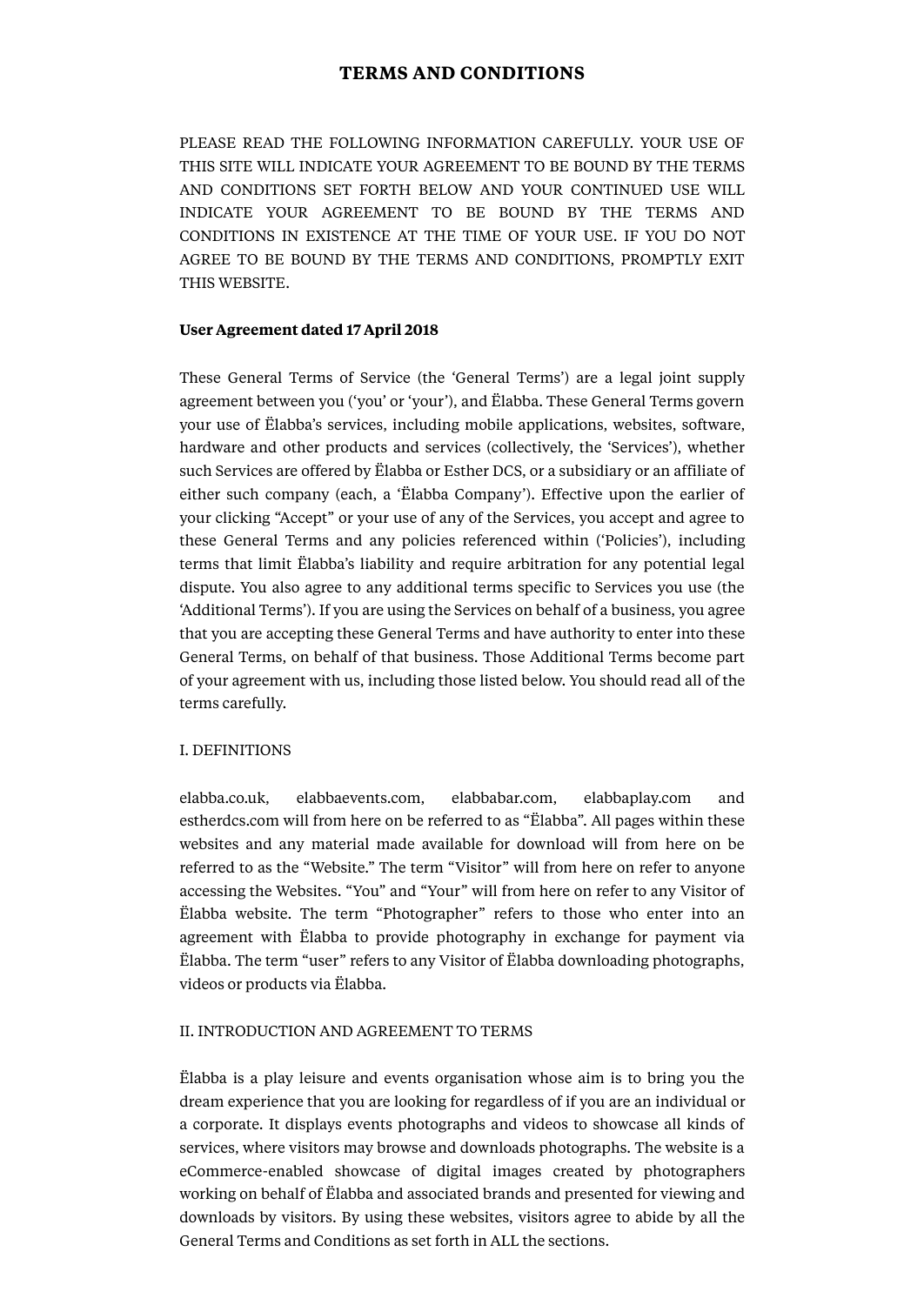# TERMS AND CONDITIONS

PLEASE READ THE FOLLOWING INFORMATION CAREFULLY. YOUR USE OF THIS SITE WILL INDICATE YOUR AGREEMENT TO BE BOUND BY THE TERMS AND CONDITIONS SET FORTH BELOW AND YOUR CONTINUED USE WILL INDICATE YOUR AGREEMENT TO BE BOUND BY THE TERMS AND CONDITIONS IN EXISTENCE AT THE TIME OF YOUR USE. IF YOU DO NOT AGREE TO BE BOUND BY THE TERMS AND CONDITIONS, PROMPTLY EXIT THIS WEBSITE.

**User Agreement dated 17 April 2018**

These General Terms of Service (the 'General Terms') are a legal joint supply agreement between you ('you' or 'your'), and Ëlabba. These General Terms govern your use of Ëlabba's services, including mobile applications, websites, software, hardware and other products and services (collectively, the 'Services'), whether such Services are offered by Ëlabba or Esther DCS, or a subsidiary or an affiliate of either such company (each, a 'Ëlabba Company'). Effective upon the earlier of your clicking "Accept" or your use of any of the Services, you accept and agree to these General Terms and any policies referenced within ('Policies'), including terms that limit Ëlabba's liability and require arbitration for any potential legal dispute. You also agree to any additional terms specific to Services you use (the 'Additional Terms'). If you are using the Services on behalf of a business, you agree that you are accepting these General Terms and have authority to enter into these General Terms, on behalf of that business. Those Additional Terms become part of your agreement with us, including those listed below. You should read all of the terms carefully.

I. DEFINITIONS

elabba.co.uk, elabbaevents.com, elabbabar.com, elabbaplay.com and estherdcs.com will from here on be referred to as "Ëlabba". All pages within these websites and any material made available for download will from here on be referred to as the "Website." The term "Visitor" will from here on refer to anyone accessing the Websites. "You" and "Your" will from here on refer to any Visitor of Ëlabba website. The term "Photographer" refers to those who enter into an agreement with Ëlabba to provide photography in exchange for payment via Ëlabba. The term "user" refers to any Visitor of Ëlabba downloading photographs, videos or products via Ëlabba.

II. INTRODUCTION AND AGREEMENT TO TERMS

Ëlabba is a play leisure and events organisation whose aim is to bring you the dream experience that you are looking for regardless of if you are an individual or a corporate. It displays events photographs and videos to showcase all kinds of services, where visitors may browse and downloads photographs. The website is a eCommerce-enabled showcase of digital images created by photographers working on behalf of Ëlabba and associated brands and presented for viewing and downloads by visitors. By using these websites, visitors agree to abide by all the General Terms and Conditions as set forth in ALL the sections.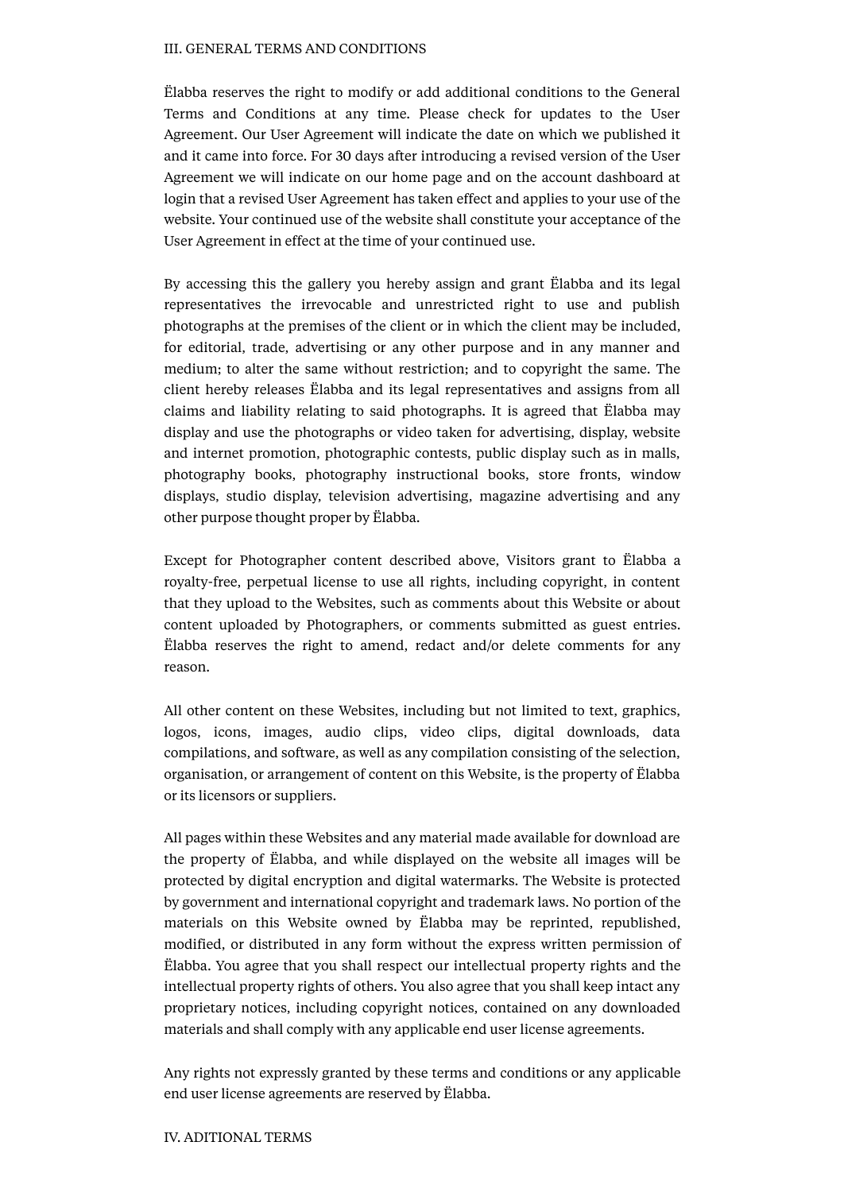## III. GENERAL TERMS AND CONDITIONS

Ëlabba reserves the right to modify or add additional conditions to the General Terms and Conditions at any time. Please check for updates to the User Agreement. Our User Agreement will indicate the date on which we published it and it came into force. For 30 days after introducing a revised version of the User Agreement we will indicate on our home page and on the account dashboard at login that a revised User Agreement has taken effect and applies to your use of the website. Your continued use of the website shall constitute your acceptance of the User Agreement in effect at the time of your continued use.

By accessing this the gallery you hereby assign and grant Ëlabba and its legal representatives the irrevocable and unrestricted right to use and publish photographs at the premises of the client or in which the client may be included, for editorial, trade, advertising or any other purpose and in any manner and medium; to alter the same without restriction; and to copyright the same. The client hereby releases Ëlabba and its legal representatives and assigns from all claims and liability relating to said photographs. It is agreed that Ëlabba may display and use the photographs or video taken for advertising, display, website and internet promotion, photographic contests, public display such as in malls, photography books, photography instructional books, store fronts, window displays, studio display, television advertising, magazine advertising and any other purpose thought proper by Ëlabba.

Except for Photographer content described above, Visitors grant to Ëlabba a royalty-free, perpetual license to use all rights, including copyright, in content that they upload to the Websites, such as comments about this Website or about content uploaded by Photographers, or comments submitted as guest entries. Ëlabba reserves the right to amend, redact and/or delete comments for any reason.

All other content on these Websites, including but not limited to text, graphics, logos, icons, images, audio clips, video clips, digital downloads, data compilations, and software, as well as any compilation consisting of the selection, organisation, or arrangement of content on this Website, is the property of Ëlabba or its licensors or suppliers.

All pages within these Websites and any material made available for download are the property of Ëlabba, and while displayed on the website all images will be protected by digital encryption and digital watermarks. The Website is protected by government and international copyright and trademark laws. No portion of the materials on this Website owned by Ëlabba may be reprinted, republished, modified, or distributed in any form without the express written permission of Ëlabba. You agree that you shall respect our intellectual property rights and the intellectual property rights of others. You also agree that you shall keep intact any proprietary notices, including copyright notices, contained on any downloaded materials and shall comply with any applicable end user license agreements.

Any rights not expressly granted by these terms and conditions or any applicable end user license agreements are reserved by Ëlabba.

## IV. ADITIONAL TERMS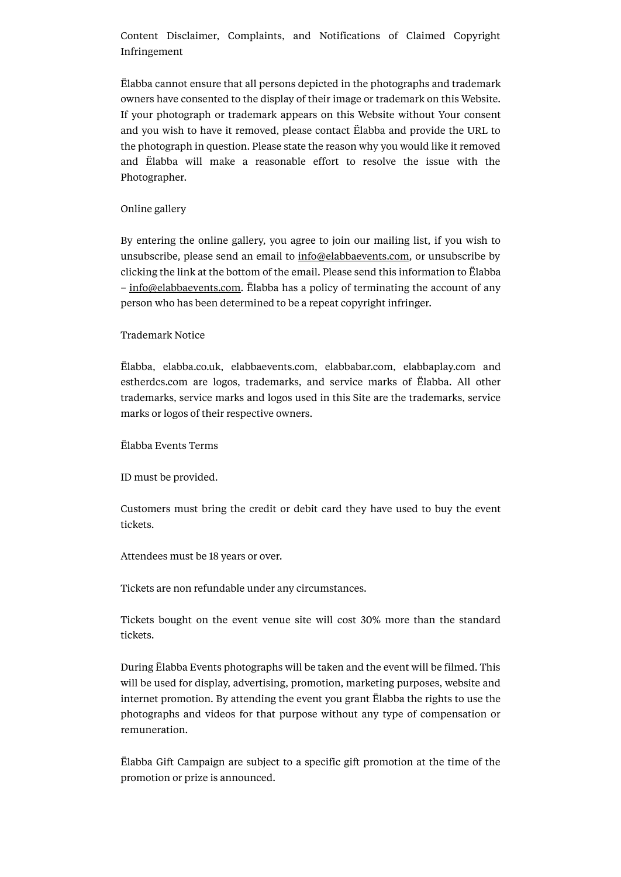Content Disclaimer, Complaints, and Notifications of Claimed Copyright Infringement

Ëlabba cannot ensure that all persons depicted in the photographs and trademark owners have consented to the display of their image or trademark on this Website. If your photograph or trademark appears on this Website without Your consent and you wish to have it removed, please contact Ëlabba and provide the URL to the photograph in question. Please state the reason why you would like it removed and Ëlabba will make a reasonable effort to resolve the issue with the Photographer.

Online gallery

By entering the online gallery, you agree to join our mailing list, if you wish to unsubscribe, please send an email to info@elabbaevents.com, or unsubscribe by clicking the link at the bottom of the email. Please send this information to Ëlabba – info@elabbaevents.com. Ëlabba has a policy of terminating the account of any person who has been determined to be a repeat copyright infringer.

Trademark Notice

Ëlabba, elabba.co.uk, elabbaevents.com, elabbabar.com, elabbaplay.com and estherdcs.com are logos, trademarks, and service marks of Ëlabba. All other trademarks, service marks and logos used in this Site are the trademarks, service marks or logos of their respective owners.

Ëlabba Events Terms

ID must be provided.

Customers must bring the credit or debit card they have used to buy the event tickets.

Attendees must be 18 years or over.

Tickets are non refundable under any circumstances.

Tickets bought on the event venue site will cost 30% more than the standard tickets.

During Ëlabba Events photographs will be taken and the event will be filmed. This will be used for display, advertising, promotion, marketing purposes, website and internet promotion. By attending the event you grant Ëlabba the rights to use the photographs and videos for that purpose without any type of compensation or remuneration.

Ëlabba Gift Campaign are subject to a specific gift promotion at the time of the promotion or prize is announced.